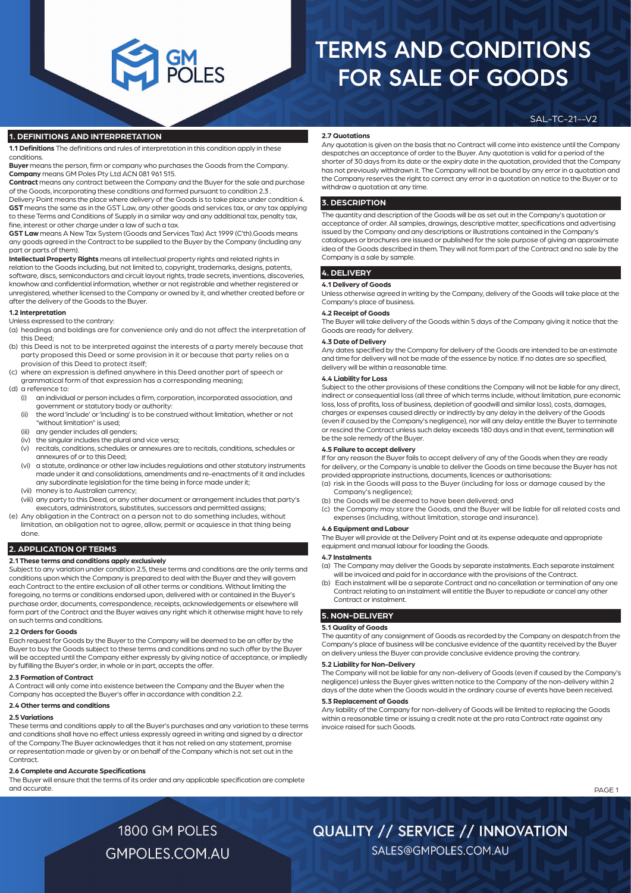# TERMS AND CONDITIONS FOR SALE OF GOODS

SAL-TC-21--V2

## 1. DEFINITIONS AND INTERPRETATION

**1.1 Definitions** The definitions and rules of interpretation in this condition apply in these conditions.

**Buyer** means the person, firm or company who purchases the Goods from the Company.

**Company** means GM Poles Pty Ltd ACN 081 961 515.

**Contract** means any contract between the Company and the Buyer for the sale and purchase of the Goods, incorporating these conditions and formed pursuant to condition 2.3 .

Delivery Point means the place where delivery of the Goods is to take place under condition 4.

**GST** means the same as in the GST Law, any other goods and services tax, or any tax applying to these Terms and Conditions of Supply in a similar way and any additional tax, penalty tax, fine, interest or other charge under a law of such a tax.

**GST Law** means A New Tax System (Goods and Services Tax) Act 1999 (C'th).Goods means any goods agreed in the Contract to be supplied to the Buyer by the Company (including any part or parts of them).

**Intellectual Property Rights** means all intellectual property rights and related rights in relation to the Goods including, but not limited to, copyright, trademarks, designs, patents, software, discs, semiconductors and circuit layout rights, trade secrets, inventions, discoveries, knowhow and confidential information, whether or not registrable and whether registered or unregistered, whether licensed to the Company or owned by it, and whether created before or after the delivery of the Goods to the Buyer.

**1.2 Interpretation**

Unless expressed to the contrary:

(a) headings and boldings are for convenience only and do not affect the interpretation of this Deed;

(b) this Deed is not to be interpreted against the interests of a party merely because that party proposed this Deed or some provision in it or because that party relies on a provision of this Deed to protect itself;

(c) where an expression is defined anywhere in this Deed another part of speech or grammatical form of that expression has a corresponding meaning;

(d) a reference to:

- (i) an individual or person includes a firm, corporation, incorporated association, and government or statutory body or authority:
- (ii) the word 'include' or 'including' is to be construed without limitation, whether or not "without limitation" is used;
- (iii) any gender includes all genders;
- (iv) the singular includes the plural and vice versa;
- (v) recitals, conditions, schedules or annexures are to recitals, conditions, schedules or annexures of or to this Deed;
- (vi) a statute, ordinance or other law includes regulations and other statutory instruments made under it and consolidations, amendments and re-enactments of it and includes any subordinate legislation for the time being in force made under it;
- (vii) money is to Australian currency;
- (viii) any party to this Deed, or any other document or arrangement includes that party's executors, administrators, substitutes, successors and permitted assigns;

(e) Any obligation in the Contract on a person not to do something includes, without limitation, an obligation not to agree, allow, permit or acquiesce in that thing being done.

## 2. APPLICATION OF TERMS

**2.1 These terms and conditions apply exclusively**

Subject to any variation under condition 2.5, these terms and conditions are the only terms and conditions upon which the Company is prepared to deal with the Buyer and they will govern each Contract to the entire exclusion of all other terms or conditions. Without limiting the foregoing, no terms or conditions endorsed upon, delivered with or contained in the Buyer's purchase order, documents, correspondence, receipts, acknowledgements or elsewhere will form part of the Contract and the Buyer waives any right which it otherwise might have to rely on such terms and conditions.

**2.2 Orders for Goods**

Each request for Goods by the Buyer to the Company will be deemed to be an offer by the Buyer to buy the Goods subject to these terms and conditions and no such offer by the Buyer will be accepted until the Company either expressly by giving notice of acceptance, or impliedly by fulfilling the Buyer's order, in whole or in part, accepts the offer.

**2.3 Formation of Contract**

A Contract will only come into existence between the Company and the Buyer when the Company has accepted the Buyer's offer in accordance with condition 2.2.

**2.4 Other terms and conditions**

**2.5 Variations**

These terms and conditions apply to all the Buyer's purchases and any variation to these terms and conditions shall have no effect unless expressly agreed in writing and signed by a director of the Company.The Buyer acknowledges that it has not relied on any statement, promise or representation made or given by or on behalf of the Company which is not set out in the Contract.

**2.6 Complete and Accurate Specifications**

The Buyer will ensure that the terms of its order and any applicable specification are complete and accurate.

**2.7 Quotations**

Any quotation is given on the basis that no Contract will come into existence until the Company despatches an acceptance of order to the Buyer. Any quotation is valid for a period of the shorter of 30 days from its date or the expiry date in the quotation, provided that the Company has not previously withdrawn it. The Company will not be bound by any error in a quotation and the Company reserves the right to correct any error in a quotation on notice to the Buyer or to withdraw a quotation at any time.

## 3. DESCRIPTION

The quantity and description of the Goods will be as set out in the Company's quotation or acceptance of order. All samples, drawings, descriptive matter, specifications and advertising issued by the Company and any descriptions or illustrations contained in the Company's catalogues or brochures are issued or published for the sole purpose of giving an approximate idea of the Goods described in them. They will not form part of the Contract and no sale by the Company is a sale by sample.

## 4. DELIVERY

**4.1 Delivery of Goods**

Unless otherwise agreed in writing by the Company, delivery of the Goods will take place at the Company's place of business.

**4.2 Receipt of Goods**

The Buyer will take delivery of the Goods within 5 days of the Company giving it notice that the Goods are ready for delivery.

**4.3 Date of Delivery**

Any dates specified by the Company for delivery of the Goods are intended to be an estimate and time for delivery will not be made of the essence by notice. If no dates are so specified, delivery will be within a reasonable time.

**4.4 Liability for Loss**

Subject to the other provisions of these conditions the Company will not be liable for any direct, indirect or consequential loss (all three of which terms include, without limitation, pure economic loss, loss of profits, loss of business, depletion of goodwill and similar loss), costs, damages, charges or expenses caused directly or indirectly by any delay in the delivery of the Goods (even if caused by the Company's negligence), nor will any delay entitle the Buyer to terminate or rescind the Contract unless such delay exceeds 180 days and in that event, termination will be the sole remedy of the Buyer.

**4.5 Failure to accept delivery**

If for any reason the Buyer fails to accept delivery of any of the Goods when they are ready for delivery, or the Company is unable to deliver the Goods on time because the Buyer has not provided appropriate instructions, documents, licences or authorisations:

(a) risk in the Goods will pass to the Buyer (including for loss or damage caused by the Company's negligence);

(b) the Goods will be deemed to have been delivered; and

(c) the Company may store the Goods, and the Buyer will be liable for all related costs and expenses (including, without limitation, storage and insurance).

**4.6 Equipment and Labour**

The Buyer will provide at the Delivery Point and at its expense adequate and appropriate equipment and manual labour for loading the Goods.

**4.7 Instalments**

(a) The Company may deliver the Goods by separate instalments. Each separate instalment will be invoiced and paid for in accordance with the provisions of the Contract.

(b) Each instalment will be a separate Contract and no cancellation or termination of any one Contract relating to an instalment will entitle the Buyer to repudiate or cancel any other Contract or instalment.

## 5. NON-DELIVERY

**5.1 Quality of Goods**

The quantity of any consignment of Goods as recorded by the Company on despatch from the Company's place of business will be conclusive evidence of the quantity received by the Buyer on delivery unless the Buyer can provide conclusive evidence proving the contrary.

**5.2 Liability for Non-Delivery**

The Company will not be liable for any non-delivery of Goods (even if caused by the Company's negligence) unless the Buyer gives written notice to the Company of the non-delivery within 2 days of the date when the Goods would in the ordinary course of events have been received.

**5.3 Replacement of Goods**

Any liability of the Company for non-delivery of Goods will be limited to replacing the Goods within a reasonable time or issuing a credit note at the pro rata Contract rate against any invoice raised for such Goods.

1800 GM POLES
GMPOLES.COM.AU

QUALITY // SERVICE // INNOVATION
SALES@GMPOLES.COM.AU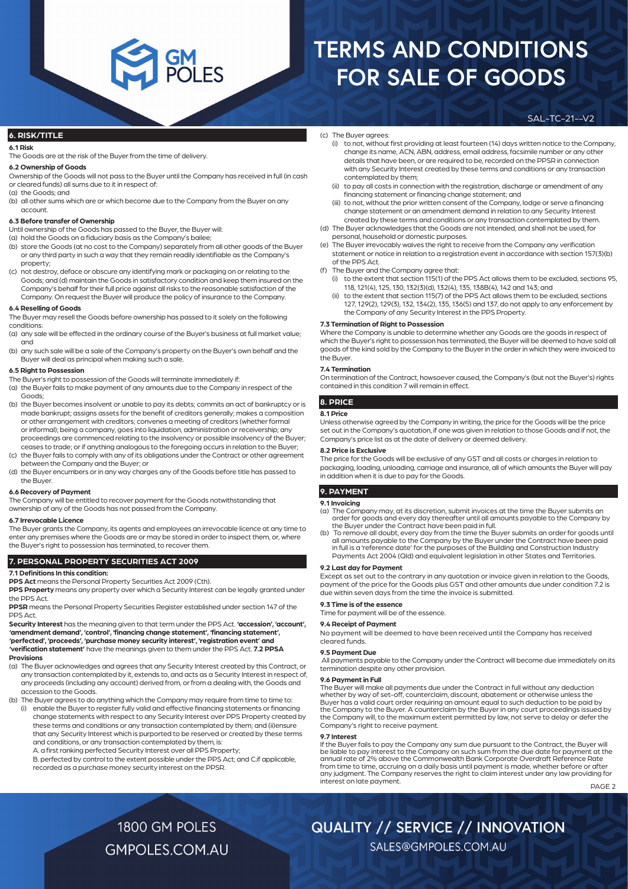## 6. RISK/TITLE

### 6.1 Risk

The Goods are at the risk of the Buyer from the time of delivery.

### 6.2 Ownership of Goods

Ownership of the Goods will not pass to the Buyer until the Company has received in full (in cash or cleared funds) all sums due to it in respect of:

(a) the Goods; and

(b) all other sums which are or which become due to the Company from the Buyer on any account.

### 6.3 Before transfer of Ownership

Until ownership of the Goods has passed to the Buyer, the Buyer will:

(a) hold the Goods on a fiduciary basis as the Company's bailee;

(b) store the Goods (at no cost to the Company) separately from all other goods of the Buyer or any third party in such a way that they remain readily identifiable as the Company's property;

(c) not destroy, deface or obscure any identifying mark or packaging on or relating to the Goods; and (d) maintain the Goods in satisfactory condition and keep them insured on the Company's behalf for their full price against all risks to the reasonable satisfaction of the Company. On request the Buyer will produce the policy of insurance to the Company.

### 6.4 Reselling of Goods

The Buyer may resell the Goods before ownership has passed to it solely on the following conditions:

(a) any sale will be effected in the ordinary course of the Buyer's business at full market value; and

(b) any such sale will be a sale of the Company's property on the Buyer's own behalf and the Buyer will deal as principal when making such a sale.

### 6.5 Right to Possession

The Buyer's right to possession of the Goods will terminate immediately if:

(a) the Buyer fails to make payment of any amounts due to the Company in respect of the Goods;

(b) the Buyer becomes insolvent or unable to pay its debts; commits an act of bankruptcy or is made bankrupt; assigns assets for the benefit of creditors generally; makes a composition or other arrangement with creditors; convenes a meeting of creditors (whether formal or informal); being a company, goes into liquidation, administration or receivership; any proceedings are commenced relating to the insolvency or possible insolvency of the Buyer; ceases to trade; or if anything analogous to the foregoing occurs in relation to the Buyer;

(c) the Buyer fails to comply with any of its obligations under the Contract or other agreement between the Company and the Buyer; or

(d) the Buyer encumbers or in any way charges any of the Goods before title has passed to the Buyer.

### 6.6 Recovery of Payment

The Company will be entitled to recover payment for the Goods notwithstanding that ownership of any of the Goods has not passed from the Company.

### 6.7 Irrevocable Licence

The Buyer grants the Company, its agents and employees an irrevocable licence at any time to enter any premises where the Goods are or may be stored in order to inspect them, or, where the Buyer's right to possession has terminated, to recover them.

## 7. PERSONAL PROPERTY SECURITIES ACT 2009

### 7.1 Definitions In this condition:

**PPS Act** means the Personal Property Securities Act 2009 (Cth).

**PPS Property** means any property over which a Security Interest can be legally granted under the PPS Act.

**PPSR** means the Personal Property Securities Register established under section 147 of the PPS Act.

**Security Interest** has the meaning given to that term under the PPS Act. **'accession', 'account', 'amendment demand', 'control', 'financing change statement', 'financing statement', 'perfected', 'proceeds', 'purchase money security interest', 'registration event' and 'verification statement'** have the meanings given to them under the PPS Act. **7.2 PPSA Provisions**

(a) The Buyer acknowledges and agrees that any Security Interest created by this Contract, or any transaction contemplated by it, extends to, and acts as a Security Interest in respect of, any proceeds (including any account) derived from, or from a dealing with, the Goods and accession to the Goods.

(b) The Buyer agrees to do anything which the Company may require from time to time to:

(i) enable the Buyer to register fully valid and effective financing statements or financing change statements with respect to any Security Interest over PPS Property created by these terms and conditions or any transaction contemplated by them; and (ii)ensure that any Security Interest which is purported to be reserved or created by these terms and conditions, or any transaction contemplated by them, is:

A. a first ranking perfected Security Interest over all PPS Property;

B. perfected by control to the extent possible under the PPS Act; and C.if applicable, recorded as a purchase money security interest on the PPSR.

(c) The Buyer agrees:

(i) to not, without first providing at least fourteen (14) days written notice to the Company, change its name, ACN, ABN, address, email address, facsimile number or any other details that have been, or are required to be, recorded on the PPSR in connection with any Security Interest created by these terms and conditions or any transaction contemplated by them;

(ii) to pay all costs in connection with the registration, discharge or amendment of any financing statement or financing change statement; and

(iii) to not, without the prior written consent of the Company, lodge or serve a financing change statement or an amendment demand in relation to any Security Interest created by these terms and conditions or any transaction contemplated by them.

(d) The Buyer acknowledges that the Goods are not intended, and shall not be used, for personal, household or domestic purposes.

(e) The Buyer irrevocably waives the right to receive from the Company any verification statement or notice in relation to a registration event in accordance with section 157(3)(b) of the PPS Act.

(f) The Buyer and the Company agree that:

(i) to the extent that section 115(1) of the PPS Act allows them to be excluded, sections 95, 118, 121(4), 125, 130, 132(3)(d), 132(4), 135, 138B(4), 142 and 143; and

(ii) to the extent that section 115(7) of the PPS Act allows them to be excluded, sections 127, 129(2), 129(3), 132, 134(2), 135, 136(5) and 137, do not apply to any enforcement by the Company of any Security Interest in the PPS Property.

### 7.3 Termination of Right to Possession

Where the Company is unable to determine whether any Goods are the goods in respect of which the Buyer's right to possession has terminated, the Buyer will be deemed to have sold all goods of the kind sold by the Company to the Buyer in the order in which they were invoiced to the Buyer.

### 7.4 Termination

On termination of the Contract, howsoever caused, the Company's (but not the Buyer's) rights contained in this condition 7 will remain in effect.

## 8. PRICE

### 8.1 Price

Unless otherwise agreed by the Company in writing, the price for the Goods will be the price set out in the Company's quotation, if one was given in relation to those Goods and if not, the Company's price list as at the date of delivery or deemed delivery.

### 8.2 Price is Exclusive

The price for the Goods will be exclusive of any GST and all costs or charges in relation to packaging, loading, unloading, carriage and insurance, all of which amounts the Buyer will pay in addition when it is due to pay for the Goods.

## 9. PAYMENT

### 9.1 Invoicing

(a) The Company may, at its discretion, submit invoices at the time the Buyer submits an order for goods and every day thereafter until all amounts payable to the Company by the Buyer under the Contract have been paid in full.

(b) To remove all doubt, every day from the time the Buyer submits an order for goods until all amounts payable to the Company by the Buyer under the Contract have been paid in full is a 'reference date' for the purposes of the Building and Construction Industry Payments Act 2004 (Qld) and equivalent legislation in other States and Territories.

### 9.2 Last day for Payment

Except as set out to the contrary in any quotation or invoice given in relation to the Goods, payment of the price for the Goods plus GST and other amounts due under condition 7.2 is due within seven days from the time the invoice is submitted.

### 9.3 Time is of the essence

Time for payment will be of the essence.

### 9.4 Receipt of Payment

No payment will be deemed to have been received until the Company has received cleared funds.

### 9.5 Payment Due

All payments payable to the Company under the Contract will become due immediately on its termination despite any other provision.

### 9.6 Payment in Full

The Buyer will make all payments due under the Contract in full without any deduction whether by way of set-off, counterclaim, discount, abatement or otherwise unless the Buyer has a valid court order requiring an amount equal to such deduction to be paid by the Company to the Buyer. A counterclaim by the Buyer in any court proceedings issued by the Company will, to the maximum extent permitted by law, not serve to delay or defer the Company's right to receive payment.

### 9.7 Interest

If the Buyer fails to pay the Company any sum due pursuant to the Contract, the Buyer will be liable to pay interest to the Company on such sum from the due date for payment at the annual rate of 2% above the Commonwealth Bank Corporate Overdraft Reference Rate from time to time, accruing on a daily basis until payment is made, whether before or after any judgment. The Company reserves the right to claim interest under any law providing for interest on late payment.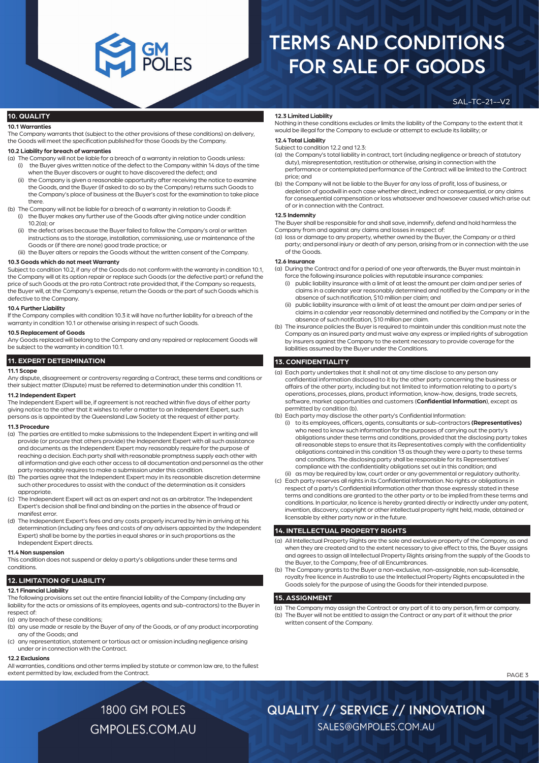# TERMS AND CONDITIONS FOR SALE OF GOODS

SAL-TC-21--V2

## 10. QUALITY

### 10.1 Warranties

The Company warrants that (subject to the other provisions of these conditions) on delivery, the Goods will meet the specification published for those Goods by the Company.

### 10.2 Liability for breach of warranties

(a) The Company will not be liable for a breach of a warranty in relation to Goods unless:

- (i) the Buyer gives written notice of the defect to the Company within 14 days of the time when the Buyer discovers or ought to have discovered the defect; and
- (ii) the Company is given a reasonable opportunity after receiving the notice to examine the Goods, and the Buyer (if asked to do so by the Company) returns such Goods to the Company's place of business at the Buyer's cost for the examination to take place there.

(b) The Company will not be liable for a breach of a warranty in relation to Goods if:

- (i) the Buyer makes any further use of the Goods after giving notice under condition 10.2(a); or
- (ii) the defect arises because the Buyer failed to follow the Company's oral or written instructions as to the storage, installation, commissioning, use or maintenance of the Goods or (if there are none) good trade practice; or
- (iii) the Buyer alters or repairs the Goods without the written consent of the Company.

### 10.3 Goods which do not meet Warranty

Subject to condition 10.2, if any of the Goods do not conform with the warranty in condition 10.1, the Company will at its option repair or replace such Goods (or the defective part) or refund the price of such Goods at the pro rata Contract rate provided that, if the Company so requests, the Buyer will, at the Company's expense, return the Goods or the part of such Goods which is defective to the Company.

### 10.4 Further Liability

If the Company complies with condition 10.3 it will have no further liability for a breach of the warranty in condition 10.1 or otherwise arising in respect of such Goods.

### 10.5 Replacement of Goods

Any Goods replaced will belong to the Company and any repaired or replacement Goods will be subject to the warranty in condition 10.1.

## 11. EXPERT DETERMINATION

### 11.1 Scope

Any dispute, disagreement or controversy regarding a Contract, these terms and conditions or their subject matter (Dispute) must be referred to determination under this condition 11.

### 11.2 Independent Expert

The Independent Expert will be, if agreement is not reached within five days of either party giving notice to the other that it wishes to refer a matter to an Independent Expert, such persons as is appointed by the Queensland Law Society at the request of either party.

### 11.3 Procedure

(a) The parties are entitled to make submissions to the Independent Expert in writing and will provide (or procure that others provide) the Independent Expert with all such assistance and documents as the Independent Expert may reasonably require for the purpose of reaching a decision. Each party shall with reasonable promptness supply each other with all information and give each other access to all documentation and personnel as the other party reasonably requires to make a submission under this condition.

(b) The parties agree that the Independent Expert may in its reasonable discretion determine such other procedures to assist with the conduct of the determination as it considers appropriate.

(c) The Independent Expert will act as an expert and not as an arbitrator. The Independent Expert's decision shall be final and binding on the parties in the absence of fraud or manifest error.

(d) The Independent Expert's fees and any costs properly incurred by him in arriving at his determination (including any fees and costs of any advisers appointed by the Independent Expert) shall be borne by the parties in equal shares or in such proportions as the Independent Expert directs.

### 11.4 Non suspension

This condition does not suspend or delay a party's obligations under these terms and conditions.

## 12. LIMITATION OF LIABILITY

### 12.1 Financial Liability

The following provisions set out the entire financial liability of the Company (including any liability for the acts or omissions of its employees, agents and sub-contractors) to the Buyer in respect of:

(a) any breach of these conditions;

(b) any use made or resale by the Buyer of any of the Goods, or of any product incorporating any of the Goods; and

(c) any representation, statement or tortious act or omission including negligence arising under or in connection with the Contract.

### 12.2 Exclusions

All warranties, conditions and other terms implied by statute or common law are, to the fullest extent permitted by law, excluded from the Contract.

### 12.3 Limited Liability

Nothing in these conditions excludes or limits the liability of the Company to the extent that it would be illegal for the Company to exclude or attempt to exclude its liability; or

### 12.4 Total Liability

Subject to condition 12.2 and 12.3:

(a) the Company's total liability in contract, tort (including negligence or breach of statutory duty), misrepresentation, restitution or otherwise, arising in connection with the performance or contemplated performance of the Contract will be limited to the Contract price; and

(b) the Company will not be liable to the Buyer for any loss of profit, loss of business, or depletion of goodwill in each case whether direct, indirect or consequential, or any claims for consequential compensation or loss whatsoever and howsoever caused which arise out of or in connection with the Contract.

### 12.5 Indemnity

The Buyer shall be responsible for and shall save, indemnify, defend and hold harmless the Company from and against any claims and losses in respect of:

(a) loss or damage to any property, whether owned by the Buyer, the Company or a third party; and personal injury or death of any person, arising from or in connection with the use of the Goods.

### 12.6 Insurance

(a) During the Contract and for a period of one year afterwards, the Buyer must maintain in force the following insurance policies with reputable insurance companies:

- (i) public liability insurance with a limit of at least the amount per claim and per series of claims in a calendar year reasonably determined and notified by the Company or in the absence of such notification, $10 million per claim; and
- (ii) public liability insurance with a limit of at least the amount per claim and per series of claims in a calendar year reasonably determined and notified by the Company or in the absence of such notification, $10 million per claim.

(b) The insurance policies the Buyer is required to maintain under this condition must note the Company as an insured party and must waive any express or implied rights of subrogation by insurers against the Company to the extent necessary to provide coverage for the liabilities assumed by the Buyer under the Conditions.

## 13. CONFIDENTIALITY

(a) Each party undertakes that it shall not at any time disclose to any person any confidential information disclosed to it by the other party concerning the business or affairs of the other party, including but not limited to information relating to a party's operations, processes, plans, product information, know-how, designs, trade secrets, software, market opportunities and customers (**Confidential Information**), except as permitted by condition (b).

(b) Each party may disclose the other party's Confidential Information:

- (i) to its employees, officers, agents, consultants or sub-contractors **(Representatives)** who need to know such information for the purposes of carrying out the party's obligations under these terms and conditions, provided that the disclosing party takes all reasonable steps to ensure that its Representatives comply with the confidentiality obligations contained in this condition 13 as though they were a party to these terms and conditions. The disclosing party shall be responsible for its Representatives' compliance with the confidentiality obligations set out in this condition; and
- (ii) as may be required by law, court order or any governmental or regulatory authority.

(c) Each party reserves all rights in its Confidential Information. No rights or obligations in respect of a party's Confidential Information other than those expressly stated in these terms and conditions are granted to the other party or to be implied from these terms and conditions. In particular, no licence is hereby granted directly or indirectly under any patent, invention, discovery, copyright or other intellectual property right held, made, obtained or licensable by either party now or in the future.

## 14. INTELLECTUAL PROPERTY RIGHTS

(a) All Intellectual Property Rights are the sole and exclusive property of the Company, as and when they are created and to the extent necessary to give effect to this, the Buyer assigns and agrees to assign all Intellectual Property Rights arising from the supply of the Goods to the Buyer, to the Company, free of all Encumbrances.

(b) The Company grants to the Buyer a non-exclusive, non-assignable, non sub-licensable, royalty free licence in Australia to use the Intellectual Property Rights encapsulated in the Goods solely for the purpose of using the Goods for their intended purpose.

## 15. ASSIGNMENT

(a) The Company may assign the Contract or any part of it to any person, firm or company.

(b) The Buyer will not be entitled to assign the Contract or any part of it without the prior written consent of the Company.

1800 GM POLES
GMPOLES.COM.AU

QUALITY // SERVICE // INNOVATION
SALES@GMPOLES.COM.AU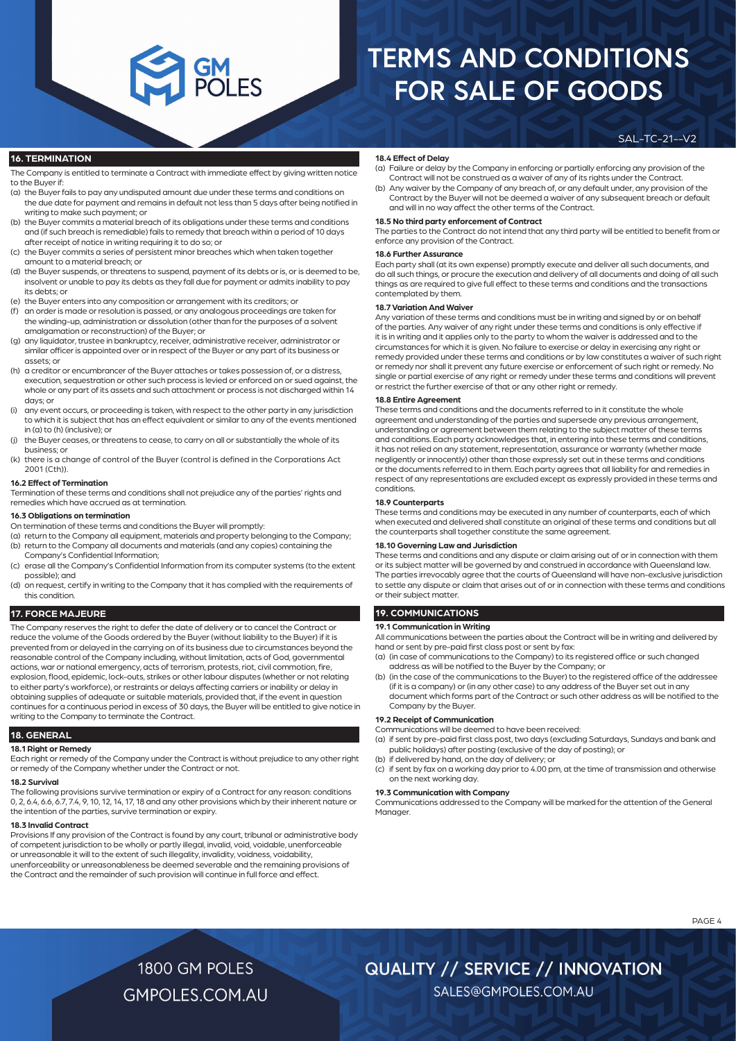# TERMS AND CONDITIONS FOR SALE OF GOODS

SAL-TC-21--V2

## 16. TERMINATION

The Company is entitled to terminate a Contract with immediate effect by giving written notice to the Buyer if:

(a) the Buyer fails to pay any undisputed amount due under these terms and conditions on the due date for payment and remains in default not less than 5 days after being notified in writing to make such payment; or
(b) the Buyer commits a material breach of its obligations under these terms and conditions and (if such breach is remediable) fails to remedy that breach within a period of 10 days after receipt of notice in writing requiring it to do so; or
(c) the Buyer commits a series of persistent minor breaches which when taken together amount to a material breach; or
(d) the Buyer suspends, or threatens to suspend, payment of its debts or is, or is deemed to be, insolvent or unable to pay its debts as they fall due for payment or admits inability to pay its debts; or
(e) the Buyer enters into any composition or arrangement with its creditors; or
(f) an order is made or resolution is passed, or any analogous proceedings are taken for the winding-up, administration or dissolution (other than for the purposes of a solvent amalgamation or reconstruction) of the Buyer; or
(g) any liquidator, trustee in bankruptcy, receiver, administrative receiver, administrator or similar officer is appointed over or in respect of the Buyer or any part of its business or assets; or
(h) a creditor or encumbrancer of the Buyer attaches or takes possession of, or a distress, execution, sequestration or other such process is levied or enforced on or sued against, the whole or any part of its assets and such attachment or process is not discharged within 14 days; or
(i) any event occurs, or proceeding is taken, with respect to the other party in any jurisdiction to which it is subject that has an effect equivalent or similar to any of the events mentioned in (a) to (h) (inclusive); or
(j) the Buyer ceases, or threatens to cease, to carry on all or substantially the whole of its business; or
(k) there is a change of control of the Buyer (control is defined in the Corporations Act 2001 (Cth)).

### 16.2 Effect of Termination

Termination of these terms and conditions shall not prejudice any of the parties' rights and remedies which have accrued as at termination.

### 16.3 Obligations on termination

On termination of these terms and conditions the Buyer will promptly:

(a) return to the Company all equipment, materials and property belonging to the Company;
(b) return to the Company all documents and materials (and any copies) containing the Company's Confidential Information;
(c) erase all the Company's Confidential Information from its computer systems (to the extent possible); and
(d) on request, certify in writing to the Company that it has complied with the requirements of this condition.

## 17. FORCE MAJEURE

The Company reserves the right to defer the date of delivery or to cancel the Contract or reduce the volume of the Goods ordered by the Buyer (without liability to the Buyer) if it is prevented from or delayed in the carrying on of its business due to circumstances beyond the reasonable control of the Company including, without limitation, acts of God, governmental actions, war or national emergency, acts of terrorism, protests, riot, civil commotion, fire, explosion, flood, epidemic, lock-outs, strikes or other labour disputes (whether or not relating to either party's workforce), or restraints or delays affecting carriers or inability or delay in obtaining supplies of adequate or suitable materials, provided that, if the event in question continues for a continuous period in excess of 30 days, the Buyer will be entitled to give notice in writing to the Company to terminate the Contract.

## 18. GENERAL

### 18.1 Right or Remedy

Each right or remedy of the Company under the Contract is without prejudice to any other right or remedy of the Company whether under the Contract or not.

### 18.2 Survival

The following provisions survive termination or expiry of a Contract for any reason: conditions 0, 2, 6.4, 6.6, 6.7, 7.4, 9, 10, 12, 14, 17, 18 and any other provisions which by their inherent nature or the intention of the parties, survive termination or expiry.

### 18.3 Invalid Contract

Provisions If any provision of the Contract is found by any court, tribunal or administrative body of competent jurisdiction to be wholly or partly illegal, invalid, void, voidable, unenforceable or unreasonable it will to the extent of such illegality, invalidity, voidness, voidability, unenforceability or unreasonableness be deemed severable and the remaining provisions of the Contract and the remainder of such provision will continue in full force and effect.

### 18.4 Effect of Delay

(a) Failure or delay by the Company in enforcing or partially enforcing any provision of the Contract will not be construed as a waiver of any of its rights under the Contract.
(b) Any waiver by the Company of any breach of, or any default under, any provision of the Contract by the Buyer will not be deemed a waiver of any subsequent breach or default and will in no way affect the other terms of the Contract.

### 18.5 No third party enforcement of Contract

The parties to the Contract do not intend that any third party will be entitled to benefit from or enforce any provision of the Contract.

### 18.6 Further Assurance

Each party shall (at its own expense) promptly execute and deliver all such documents, and do all such things, or procure the execution and delivery of all documents and doing of all such things as are required to give full effect to these terms and conditions and the transactions contemplated by them.

### 18.7 Variation And Waiver

Any variation of these terms and conditions must be in writing and signed by or on behalf of the parties. Any waiver of any right under these terms and conditions is only effective if it is in writing and it applies only to the party to whom the waiver is addressed and to the circumstances for which it is given. No failure to exercise or delay in exercising any right or remedy provided under these terms and conditions or by law constitutes a waiver of such right or remedy nor shall it prevent any future exercise or enforcement of such right or remedy. No single or partial exercise of any right or remedy under these terms and conditions will prevent or restrict the further exercise of that or any other right or remedy.

### 18.8 Entire Agreement

These terms and conditions and the documents referred to in it constitute the whole agreement and understanding of the parties and supersede any previous arrangement, understanding or agreement between them relating to the subject matter of these terms and conditions. Each party acknowledges that, in entering into these terms and conditions, it has not relied on any statement, representation, assurance or warranty (whether made negligently or innocently) other than those expressly set out in these terms and conditions or the documents referred to in them. Each party agrees that all liability for and remedies in respect of any representations are excluded except as expressly provided in these terms and conditions.

### 18.9 Counterparts

These terms and conditions may be executed in any number of counterparts, each of which when executed and delivered shall constitute an original of these terms and conditions but all the counterparts shall together constitute the same agreement.

### 18.10 Governing Law and Jurisdiction

These terms and conditions and any dispute or claim arising out of or in connection with them or its subject matter will be governed by and construed in accordance with Queensland law. The parties irrevocably agree that the courts of Queensland will have non-exclusive jurisdiction to settle any dispute or claim that arises out of or in connection with these terms and conditions or their subject matter.

## 19. COMMUNICATIONS

### 19.1 Communication in Writing

All communications between the parties about the Contract will be in writing and delivered by hand or sent by pre-paid first class post or sent by fax:

(a) (in case of communications to the Company) to its registered office or such changed address as will be notified to the Buyer by the Company; or
(b) (in the case of the communications to the Buyer) to the registered office of the addressee (if it is a company) or (in any other case) to any address of the Buyer set out in any document which forms part of the Contract or such other address as will be notified to the Company by the Buyer.

### 19.2 Receipt of Communication

Communications will be deemed to have been received:

(a) if sent by pre-paid first class post, two days (excluding Saturdays, Sundays and bank and public holidays) after posting (exclusive of the day of posting); or
(b) if delivered by hand, on the day of delivery; or
(c) if sent by fax on a working day prior to 4.00 pm, at the time of transmission and otherwise on the next working day.

### 19.3 Communication with Company

Communications addressed to the Company will be marked for the attention of the General Manager.

1800 GM POLES
GMPOLES.COM.AU

QUALITY // SERVICE // INNOVATION
SALES@GMPOLES.COM.AU